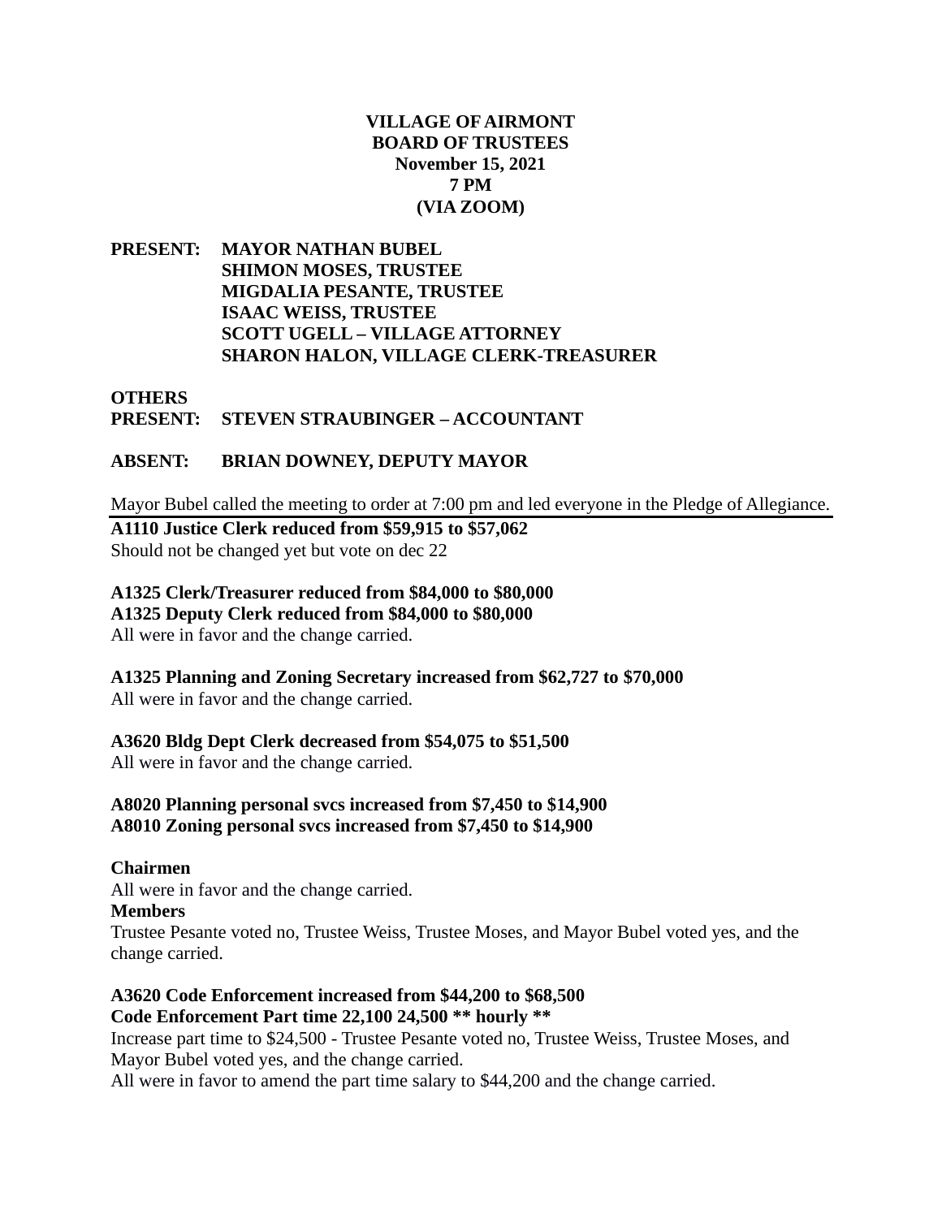**VILLAGE OF AIRMONT**
**BOARD OF TRUSTEES**
**November 15, 2021**
**7 PM**
**(VIA ZOOM)**

**PRESENT:** **MAYOR NATHAN BUBEL**
**SHIMON MOSES, TRUSTEE**
**MIGDALIA PESANTE, TRUSTEE**
**ISAAC WEISS, TRUSTEE**
**SCOTT UGELL – VILLAGE ATTORNEY**
**SHARON HALON, VILLAGE CLERK-TREASURER**

**OTHERS PRESENT:** **STEVEN STRAUBINGER – ACCOUNTANT**

**ABSENT:** **BRIAN DOWNEY, DEPUTY MAYOR**

Mayor Bubel called the meeting to order at 7:00 pm and led everyone in the Pledge of Allegiance.

**A1110 Justice Clerk reduced from $59,915 to $57,062**
Should not be changed yet but vote on dec 22

**A1325 Clerk/Treasurer reduced from $84,000 to $80,000**
**A1325 Deputy Clerk reduced from $84,000 to $80,000**
All were in favor and the change carried.

**A1325 Planning and Zoning Secretary increased from $62,727 to $70,000**
All were in favor and the change carried.

**A3620 Bldg Dept Clerk decreased from $54,075 to $51,500**
All were in favor and the change carried.

**A8020 Planning personal svcs increased from $7,450 to $14,900**
**A8010 Zoning personal svcs increased from $7,450 to $14,900**

**Chairmen**
All were in favor and the change carried.
**Members**
Trustee Pesante voted no, Trustee Weiss, Trustee Moses, and Mayor Bubel voted yes, and the change carried.

**A3620 Code Enforcement increased from $44,200 to $68,500**
**Code Enforcement Part time 22,100 24,500 ** hourly ****
Increase part time to $24,500 - Trustee Pesante voted no, Trustee Weiss, Trustee Moses, and Mayor Bubel voted yes, and the change carried.
All were in favor to amend the part time salary to $44,200 and the change carried.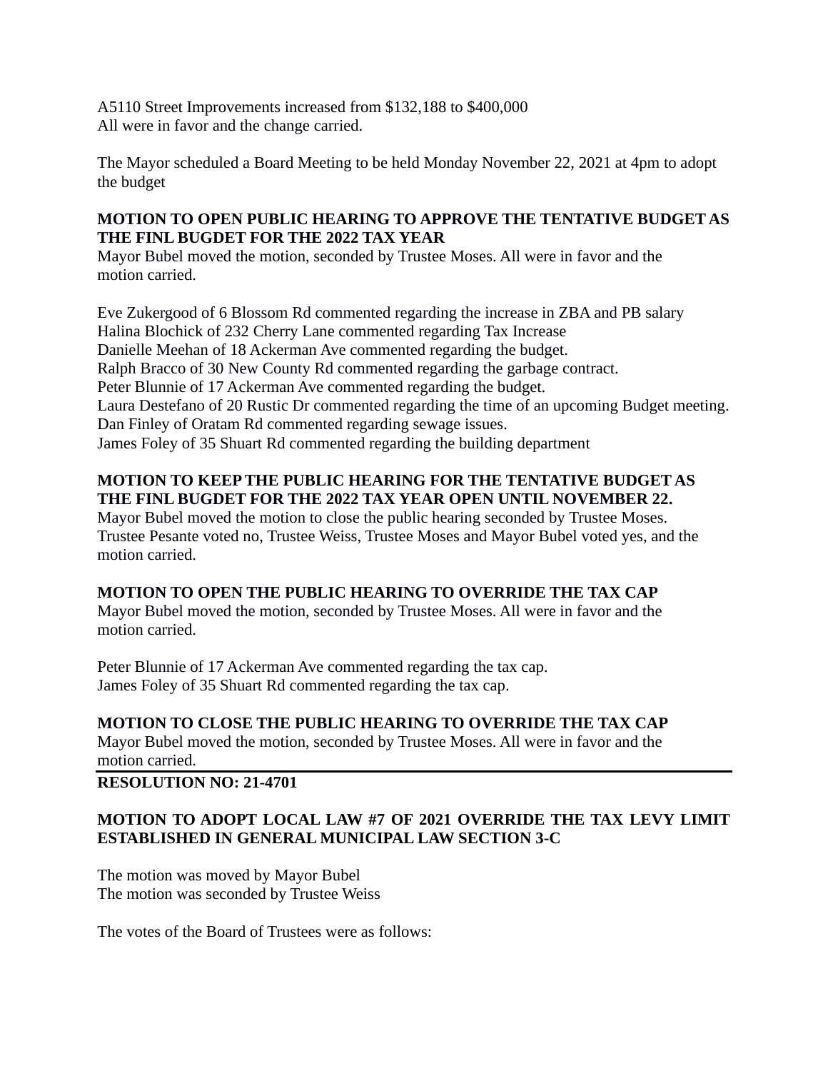A5110 Street Improvements increased from $132,188 to $400,000
All were in favor and the change carried.

The Mayor scheduled a Board Meeting to be held Monday November 22, 2021 at 4pm to adopt the budget

**MOTION TO OPEN PUBLIC HEARING TO APPROVE THE TENTATIVE BUDGET AS THE FINL BUGDET FOR THE 2022 TAX YEAR**
Mayor Bubel moved the motion, seconded by Trustee Moses. All were in favor and the motion carried.

Eve Zukergood of 6 Blossom Rd commented regarding the increase in ZBA and PB salary
Halina Blochick of 232 Cherry Lane commented regarding Tax Increase
Danielle Meehan of 18 Ackerman Ave commented regarding the budget.
Ralph Bracco of 30 New County Rd commented regarding the garbage contract.
Peter Blunnie of 17 Ackerman Ave commented regarding the budget.
Laura Destefano of 20 Rustic Dr commented regarding the time of an upcoming Budget meeting.
Dan Finley of Oratam Rd commented regarding sewage issues.
James Foley of 35 Shuart Rd commented regarding the building department

**MOTION TO KEEP THE PUBLIC HEARING FOR THE TENTATIVE BUDGET AS THE FINL BUGDET FOR THE 2022 TAX YEAR OPEN UNTIL NOVEMBER 22.**
Mayor Bubel moved the motion to close the public hearing seconded by Trustee Moses. Trustee Pesante voted no, Trustee Weiss, Trustee Moses and Mayor Bubel voted yes, and the motion carried.

**MOTION TO OPEN THE PUBLIC HEARING TO OVERRIDE THE TAX CAP**
Mayor Bubel moved the motion, seconded by Trustee Moses. All were in favor and the motion carried.

Peter Blunnie of 17 Ackerman Ave commented regarding the tax cap.
James Foley of 35 Shuart Rd commented regarding the tax cap.

**MOTION TO CLOSE THE PUBLIC HEARING TO OVERRIDE THE TAX CAP**
Mayor Bubel moved the motion, seconded by Trustee Moses. All were in favor and the motion carried.

---

**RESOLUTION NO: 21-4701**

**MOTION TO ADOPT LOCAL LAW #7 OF 2021 OVERRIDE THE TAX LEVY LIMIT ESTABLISHED IN GENERAL MUNICIPAL LAW SECTION 3-C**

The motion was moved by Mayor Bubel
The motion was seconded by Trustee Weiss

The votes of the Board of Trustees were as follows: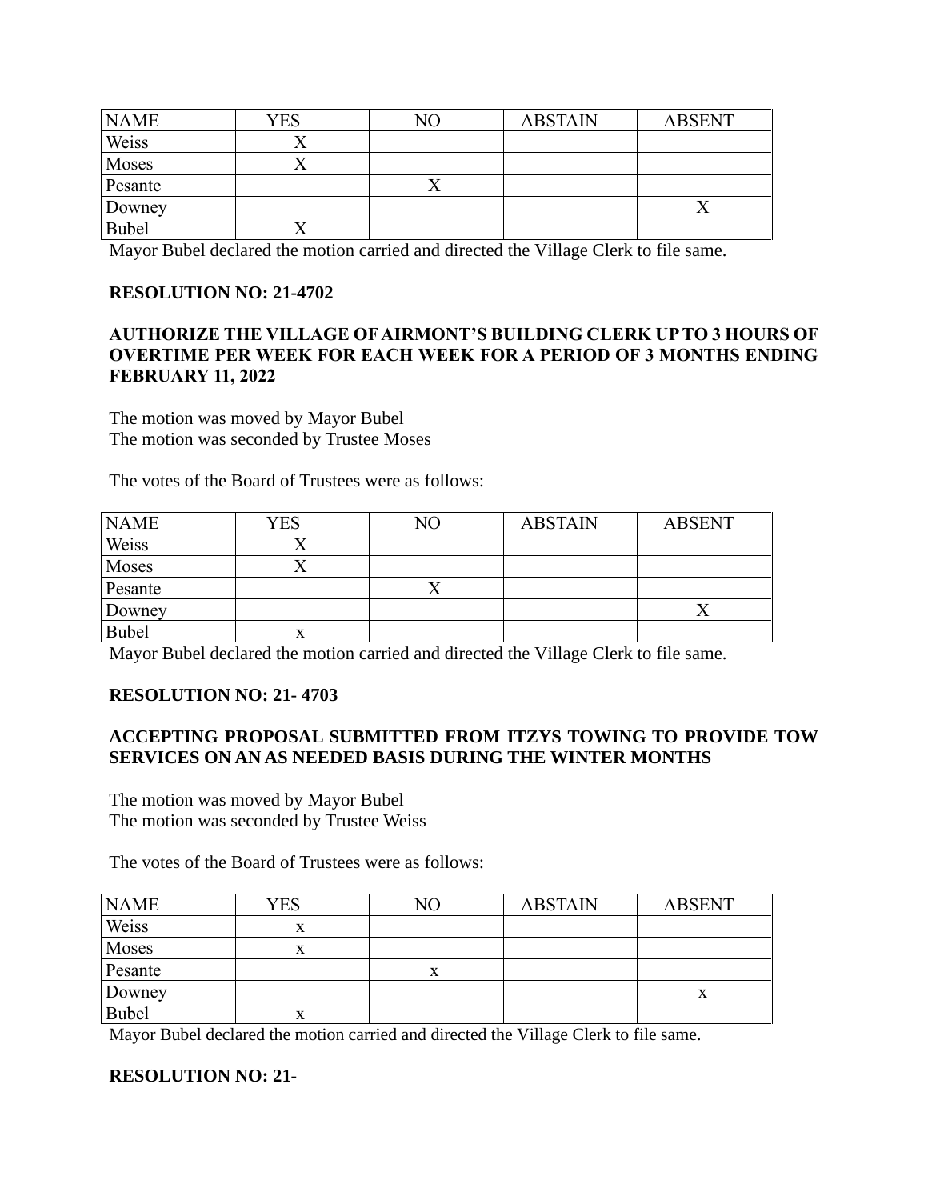| NAME | YES | NO | ABSTAIN | ABSENT |
|---|---|---|---|---|
| Weiss | X | | | |
| Moses | X | | | |
| Pesante | | X | | |
| Downey | | | | X |
| Bubel | X | | | |

Mayor Bubel declared the motion carried and directed the Village Clerk to file same.

**RESOLUTION NO: 21-4702**

**AUTHORIZE THE VILLAGE OF AIRMONT'S BUILDING CLERK UP TO 3 HOURS OF OVERTIME PER WEEK FOR EACH WEEK FOR A PERIOD OF 3 MONTHS ENDING FEBRUARY 11, 2022**

The motion was moved by Mayor Bubel
The motion was seconded by Trustee Moses

The votes of the Board of Trustees were as follows:

| NAME | YES | NO | ABSTAIN | ABSENT |
|---|---|---|---|---|
| Weiss | X | | | |
| Moses | X | | | |
| Pesante | | X | | |
| Downey | | | | X |
| Bubel | x | | | |

Mayor Bubel declared the motion carried and directed the Village Clerk to file same.

**RESOLUTION NO: 21- 4703**

**ACCEPTING PROPOSAL SUBMITTED FROM ITZYS TOWING TO PROVIDE TOW SERVICES ON AN AS NEEDED BASIS DURING THE WINTER MONTHS**

The motion was moved by Mayor Bubel
The motion was seconded by Trustee Weiss

The votes of the Board of Trustees were as follows:

| NAME | YES | NO | ABSTAIN | ABSENT |
|---|---|---|---|---|
| Weiss | x | | | |
| Moses | x | | | |
| Pesante | | x | | |
| Downey | | | | x |
| Bubel | x | | | |

Mayor Bubel declared the motion carried and directed the Village Clerk to file same.

**RESOLUTION NO: 21-**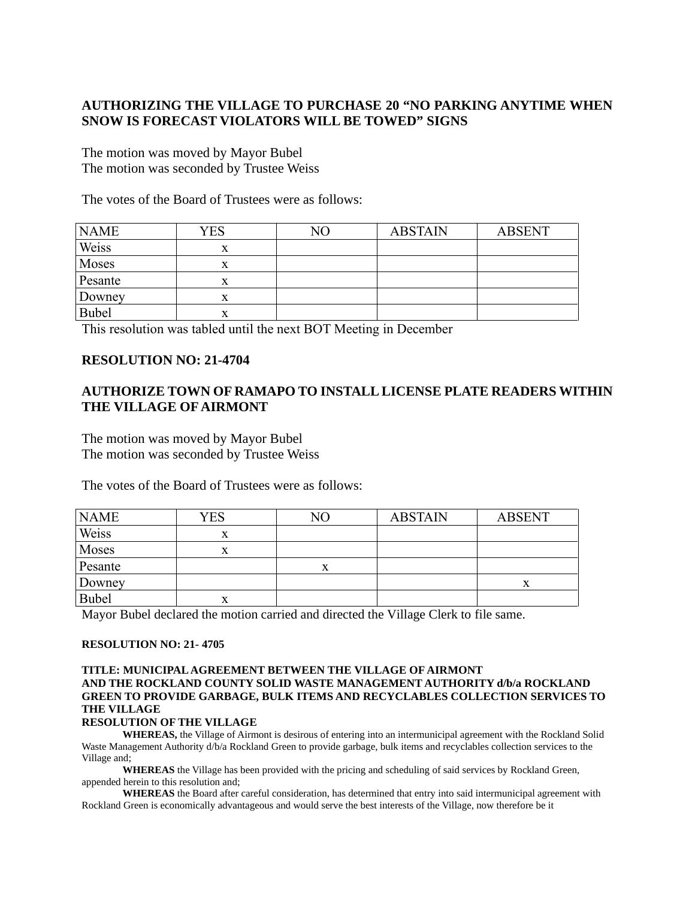**AUTHORIZING THE VILLAGE TO PURCHASE 20 "NO PARKING ANYTIME WHEN SNOW IS FORECAST VIOLATORS WILL BE TOWED" SIGNS**

The motion was moved by Mayor Bubel
The motion was seconded by Trustee Weiss

The votes of the Board of Trustees were as follows:

| NAME | YES | NO | ABSTAIN | ABSENT |
|---|---|---|---|---|
| Weiss | x | | | |
| Moses | x | | | |
| Pesante | x | | | |
| Downey | x | | | |
| Bubel | x | | | |

This resolution was tabled until the next BOT Meeting in December

**RESOLUTION NO: 21-4704**

**AUTHORIZE TOWN OF RAMAPO TO INSTALL LICENSE PLATE READERS WITHIN THE VILLAGE OF AIRMONT**

The motion was moved by Mayor Bubel
The motion was seconded by Trustee Weiss

The votes of the Board of Trustees were as follows:

| NAME | YES | NO | ABSTAIN | ABSENT |
|---|---|---|---|---|
| Weiss | x | | | |
| Moses | x | | | |
| Pesante | | x | | |
| Downey | | | | x |
| Bubel | x | | | |

Mayor Bubel declared the motion carried and directed the Village Clerk to file same.

**RESOLUTION NO: 21- 4705**

**TITLE: MUNICIPAL AGREEMENT BETWEEN THE VILLAGE OF AIRMONT AND THE ROCKLAND COUNTY SOLID WASTE MANAGEMENT AUTHORITY d/b/a ROCKLAND GREEN TO PROVIDE GARBAGE, BULK ITEMS AND RECYCLABLES COLLECTION SERVICES TO THE VILLAGE**
**RESOLUTION OF THE VILLAGE**

**WHEREAS,** the Village of Airmont is desirous of entering into an intermunicipal agreement with the Rockland Solid Waste Management Authority d/b/a Rockland Green to provide garbage, bulk items and recyclables collection services to the Village and;

**WHEREAS** the Village has been provided with the pricing and scheduling of said services by Rockland Green, appended herein to this resolution and;

**WHEREAS** the Board after careful consideration, has determined that entry into said intermunicipal agreement with Rockland Green is economically advantageous and would serve the best interests of the Village, now therefore be it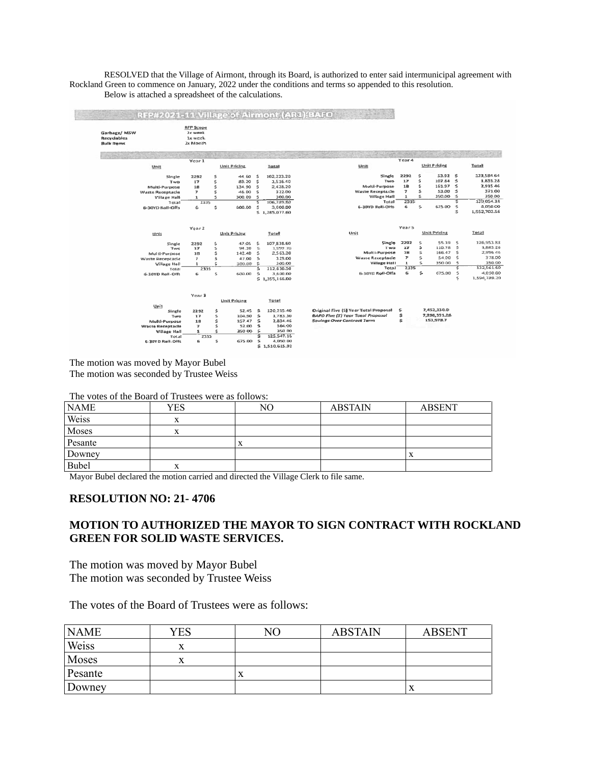RESOLVED that the Village of Airmont, through its Board, is authorized to enter said intermunicipal agreement with Rockland Green to commence on January, 2022 under the conditions and terms so appended to this resolution.

Below is attached a spreadsheet of the calculations.

**RFP#2021-11 Village of Airmont (AR1) BAFO**

| | RFP Scope |
|---|---|
| Garbage/ MSW | 2x week |
| Recyclables | 1x week |
| Bulk Items | 2x Month |

**Year 1**

| Unit | | Unit Pricing | Total |
|---|---|---|---|
| Single | 2292 | $ 44.60 | $ 102,223.20 |
| Two | 17 | $ 89.20 | $ 1,516.40 |
| Multi-Purpose | 18 | $ 134.90 | $ 2,428.20 |
| Waste Receptacle | 7 | $ 46.00 | $ 322.00 |
| Village Hall | 1 | $ 300.00 | $ 300.00 |
| Total | 2335 | | $ 106,789.80 |
| 6-30YD Roll-Offs | 6 | $ 600.00 | $ 3,600.00 |
| | | | $ 1,285,077.60 |

**Year 2**

| Unit | | Unit Pricing | Total |
|---|---|---|---|
| Single | 2292 | $ 47.05 | $ 107,838.60 |
| Two | 17 | $ 94.10 | $ 1,599.70 |
| Multi-Purpose | 18 | $ 142.40 | $ 2,563.20 |
| Waste Receptacle | 7 | $ 47.00 | $ 329.00 |
| Village Hall | 1 | $ 300.00 | $ 300.00 |
| Total | 2335 | | $ 112,630.50 |
| 6-30YD Roll-Offs | 6 | $ 600.00 | $ 3,600.00 |
| | | | $ 1,355,166.00 |

**Year 3**

| Unit | | Unit Pricing | Total |
|---|---|---|---|
| Single | 2292 | $ 52.45 | $ 120,215.40 |
| Two | 17 | $ 104.90 | $ 1,783.30 |
| Multi-Purpose | 18 | $ 157.47 | $ 2,834.46 |
| Waste Receptacle | 7 | $ 52.00 | $ 364.00 |
| Village Hall | 1 | $ 350.00 | $ 350.00 |
| Total | 2335 | | $ 125,547.16 |
| 6-30YD Roll-Offs | 6 | $ 675.00 | $ 4,050.00 |
| | | | $ 1,510,615.92 |

**Year 4**

| Unit | | Unit Pricing | Total |
|---|---|---|---|
| Single | 2292 | $ 53.92 | $ 123,584.64 |
| Two | 17 | $ 107.84 | $ 1,833.28 |
| Multi-Purpose | 18 | $ 161.97 | $ 2,915.46 |
| Waste Receptacle | 7 | $ 53.00 | $ 371.00 |
| Village Hall | 1 | $ 350.00 | $ 350.00 |
| Total | 2335 | | $ 129,054.38 |
| 6-30YD Roll-Offs | 6 | $ 675.00 | $ 4,050.00 |
| | | | $ 1,552,702.56 |

**Year 5**

| Unit | | Unit Pricing | Total |
|---|---|---|---|
| Single | 2292 | $ 55.39 | $ 126,953.88 |
| Two | 17 | $ 110.78 | $ 1,883.26 |
| Multi-Purpose | 18 | $ 166.47 | $ 2,996.46 |
| Waste Receptacle | 7 | $ 54.00 | $ 378.00 |
| Village Hall | 1 | $ 350.00 | $ 350.00 |
| Total | 2335 | | $ 132,561.60 |
| 6-30YD Roll-Offs | 6 | $ 675.00 | $ 4,050.00 |
| | | | $ 1,594,739.20 |

| | |
|---|---|
| Original Five (5) Year Total Proposal | $ 7,452,330.0 |
| *BAFO Five (5) Year Total Proposal* | $ 7,298,351.28 |
| *Savings Over Contract Term* | $ 153,978.7 |

The motion was moved by Mayor Bubel
The motion was seconded by Trustee Weiss

The votes of the Board of Trustees were as follows:

| NAME | YES | NO | ABSTAIN | ABSENT |
|---|---|---|---|---|
| Weiss | x | | | |
| Moses | x | | | |
| Pesante | | x | | |
| Downey | | | | x |
| Bubel | x | | | |

Mayor Bubel declared the motion carried and directed the Village Clerk to file same.

**RESOLUTION NO: 21- 4706**

**MOTION TO AUTHORIZED THE MAYOR TO SIGN CONTRACT WITH ROCKLAND GREEN FOR SOLID WASTE SERVICES.**

The motion was moved by Mayor Bubel
The motion was seconded by Trustee Weiss

The votes of the Board of Trustees were as follows:

| NAME | YES | NO | ABSTAIN | ABSENT |
|---|---|---|---|---|
| Weiss | x | | | |
| Moses | x | | | |
| Pesante | | x | | |
| Downey | | | | x |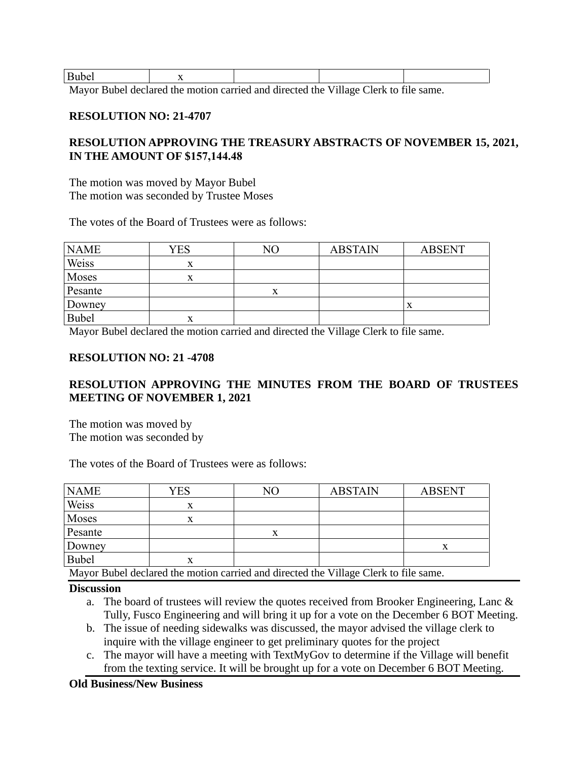| Bubel | x | | | |
|---|---|---|---|---|

Mayor Bubel declared the motion carried and directed the Village Clerk to file same.

**RESOLUTION NO: 21-4707**

**RESOLUTION APPROVING THE TREASURY ABSTRACTS OF NOVEMBER 15, 2021, IN THE AMOUNT OF $157,144.48**

The motion was moved by Mayor Bubel
The motion was seconded by Trustee Moses

The votes of the Board of Trustees were as follows:

| NAME | YES | NO | ABSTAIN | ABSENT |
|---|---|---|---|---|
| Weiss | x | | | |
| Moses | x | | | |
| Pesante | | x | | |
| Downey | | | | x |
| Bubel | x | | | |

Mayor Bubel declared the motion carried and directed the Village Clerk to file same.

**RESOLUTION NO: 21 -4708**

**RESOLUTION APPROVING THE MINUTES FROM THE BOARD OF TRUSTEES MEETING OF NOVEMBER 1, 2021**

The motion was moved by
The motion was seconded by

The votes of the Board of Trustees were as follows:

| NAME | YES | NO | ABSTAIN | ABSENT |
|---|---|---|---|---|
| Weiss | x | | | |
| Moses | x | | | |
| Pesante | | x | | |
| Downey | | | | x |
| Bubel | x | | | |

Mayor Bubel declared the motion carried and directed the Village Clerk to file same.

**Discussion**

a. The board of trustees will review the quotes received from Brooker Engineering, Lanc & Tully, Fusco Engineering and will bring it up for a vote on the December 6 BOT Meeting.
b. The issue of needing sidewalks was discussed, the mayor advised the village clerk to inquire with the village engineer to get preliminary quotes for the project
c. The mayor will have a meeting with TextMyGov to determine if the Village will benefit from the texting service. It will be brought up for a vote on December 6 BOT Meeting.

**Old Business/New Business**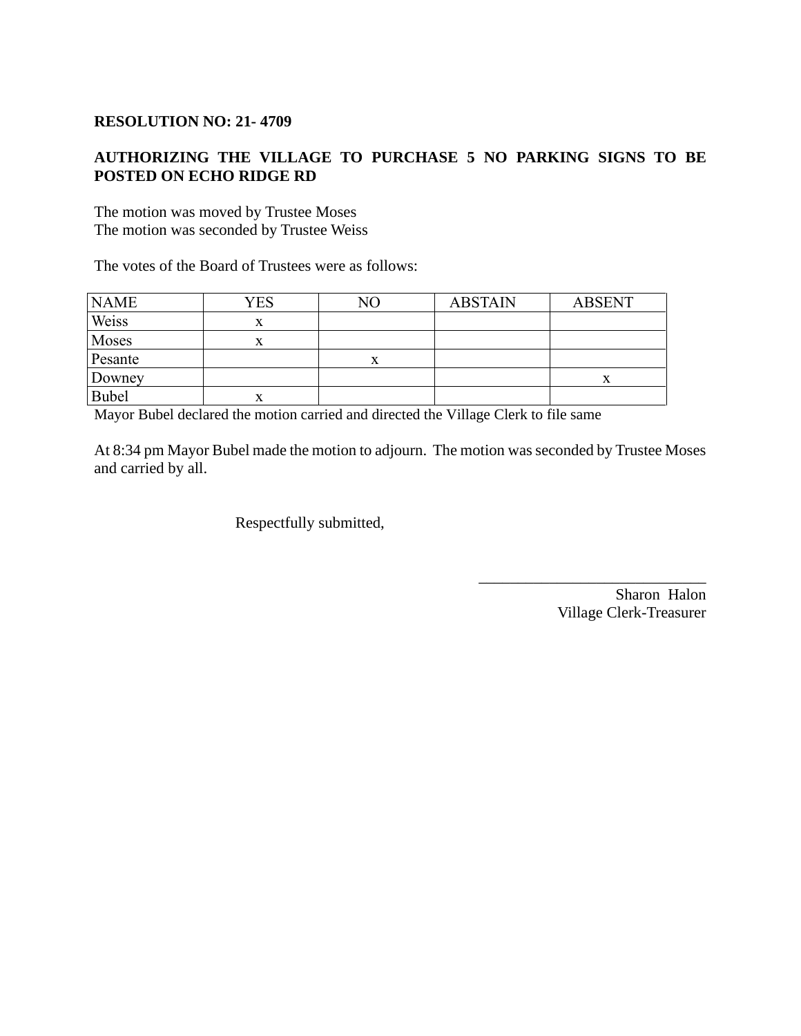**RESOLUTION NO: 21- 4709**

**AUTHORIZING THE VILLAGE TO PURCHASE 5 NO PARKING SIGNS TO BE POSTED ON ECHO RIDGE RD**

The motion was moved by Trustee Moses
The motion was seconded by Trustee Weiss

The votes of the Board of Trustees were as follows:

| NAME | YES | NO | ABSTAIN | ABSENT |
|---|---|---|---|---|
| Weiss | x | | | |
| Moses | x | | | |
| Pesante | | x | | |
| Downey | | | | x |
| Bubel | x | | | |

Mayor Bubel declared the motion carried and directed the Village Clerk to file same

At 8:34 pm Mayor Bubel made the motion to adjourn. The motion was seconded by Trustee Moses and carried by all.

Respectfully submitted,

______________________________
Sharon Halon
Village Clerk-Treasurer